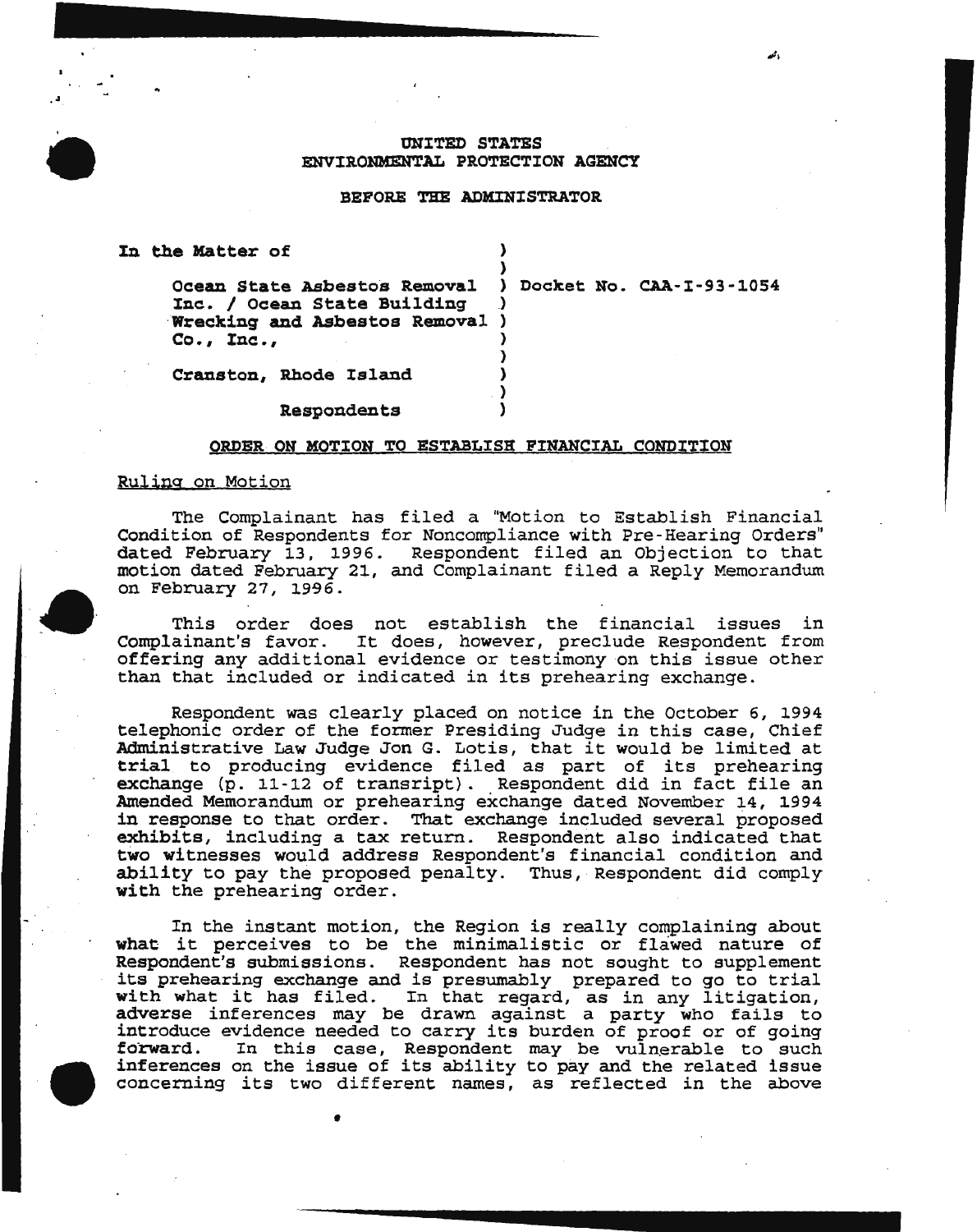UNITED STATES
ENVIRONMENTAL PROTECTION AGENCY

BEFORE THE ADMINISTRATOR

| | |
|---|---|
| In the Matter of | ) |
| | ) |
| Ocean State Asbestos Removal Inc. / Ocean State Building Wrecking and Asbestos Removal Co., Inc., | ) Docket No. CAA-I-93-1054 |
| | ) |
| Cranston, Rhode Island | ) |
| | ) |
| Respondents | ) |

## ORDER ON MOTION TO ESTABLISH FINANCIAL CONDITION

### Ruling on Motion

The Complainant has filed a "Motion to Establish Financial Condition of Respondents for Noncompliance with Pre-Hearing Orders" dated February 13, 1996. Respondent filed an Objection to that motion dated February 21, and Complainant filed a Reply Memorandum on February 27, 1996.

This order does not establish the financial issues in Complainant's favor. It does, however, preclude Respondent from offering any additional evidence or testimony on this issue other than that included or indicated in its prehearing exchange.

Respondent was clearly placed on notice in the October 6, 1994 telephonic order of the former Presiding Judge in this case, Chief Administrative Law Judge Jon G. Lotis, that it would be limited at trial to producing evidence filed as part of its prehearing exchange (p. 11-12 of transript). Respondent did in fact file an Amended Memorandum or prehearing exchange dated November 14, 1994 in response to that order. That exchange included several proposed exhibits, including a tax return. Respondent also indicated that two witnesses would address Respondent's financial condition and ability to pay the proposed penalty. Thus, Respondent did comply with the prehearing order.

In the instant motion, the Region is really complaining about what it perceives to be the minimalistic or flawed nature of Respondent's submissions. Respondent has not sought to supplement its prehearing exchange and is presumably prepared to go to trial with what it has filed. In that regard, as in any litigation, adverse inferences may be drawn against a party who fails to introduce evidence needed to carry its burden of proof or of going forward. In this case, Respondent may be vulnerable to such inferences on the issue of its ability to pay and the related issue concerning its two different names, as reflected in the above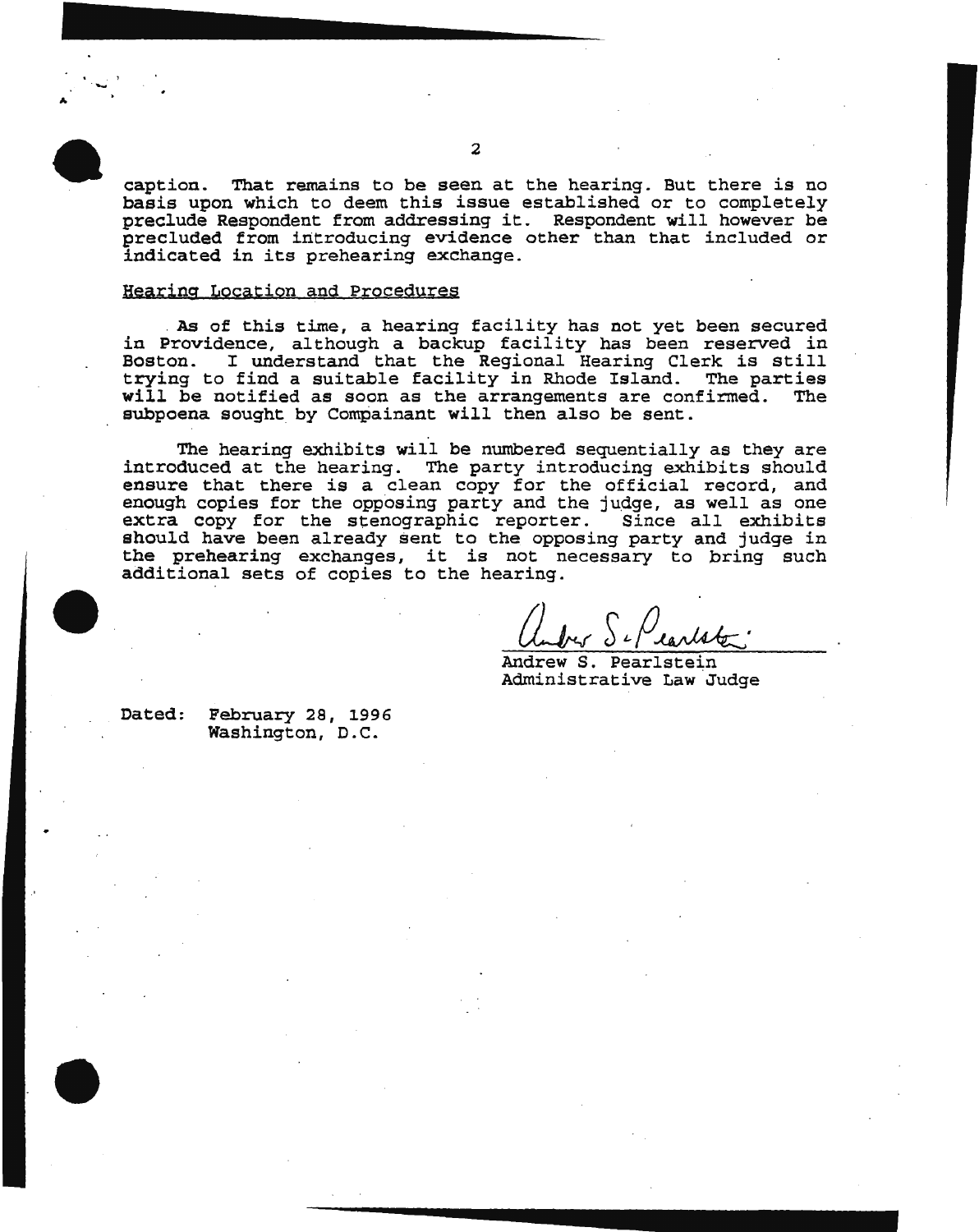caption. That remains to be seen at the hearing. But there is no basis upon which to deem this issue established or to completely preclude Respondent from addressing it. Respondent will however be precluded from introducing evidence other than that included or indicated in its prehearing exchange.

Hearing Location and Procedures

As of this time, a hearing facility has not yet been secured in Providence, although a backup facility has been reserved in Boston. I understand that the Regional Hearing Clerk is still trying to find a suitable facility in Rhode Island. The parties will be notified as soon as the arrangements are confirmed. The subpoena sought by Compainant will then also be sent.

The hearing exhibits will be numbered sequentially as they are introduced at the hearing. The party introducing exhibits should ensure that there is a clean copy for the official record, and enough copies for the opposing party and the judge, as well as one extra copy for the stenographic reporter. Since all exhibits should have been already sent to the opposing party and judge in the prehearing exchanges, it is not necessary to bring such additional sets of copies to the hearing.

Andrew S. Pearlstein
Administrative Law Judge

Dated: February 28, 1996
Washington, D.C.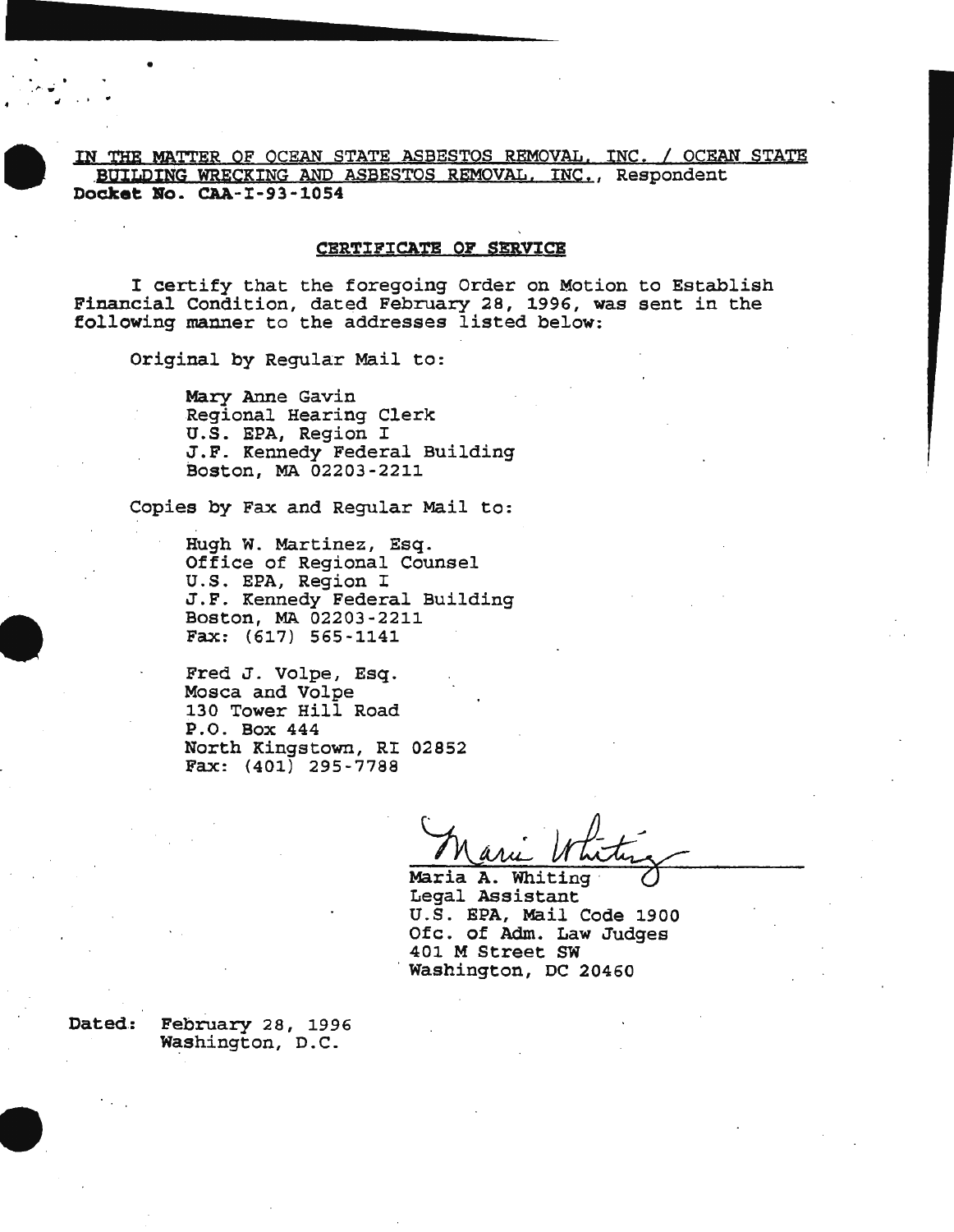IN THE MATTER OF OCEAN STATE ASBESTOS REMOVAL, INC. / OCEAN STATE BUILDING WRECKING AND ASBESTOS REMOVAL, INC., Respondent
**Docket No. CAA-I-93-1054**

## CERTIFICATE OF SERVICE

I certify that the foregoing Order on Motion to Establish Financial Condition, dated February 28, 1996, was sent in the following manner to the addresses listed below:

Original by Regular Mail to:

Mary Anne Gavin
Regional Hearing Clerk
U.S. EPA, Region I
J.F. Kennedy Federal Building
Boston, MA 02203-2211

Copies by Fax and Regular Mail to:

Hugh W. Martinez, Esq.
Office of Regional Counsel
U.S. EPA, Region I
J.F. Kennedy Federal Building
Boston, MA 02203-2211
Fax: (617) 565-1141

Fred J. Volpe, Esq.
Mosca and Volpe
130 Tower Hill Road
P.O. Box 444
North Kingstown, RI 02852
Fax: (401) 295-7788

Maria A. Whiting
Legal Assistant
U.S. EPA, Mail Code 1900
Ofc. of Adm. Law Judges
401 M Street SW
Washington, DC 20460

**Dated:** February 28, 1996
Washington, D.C.